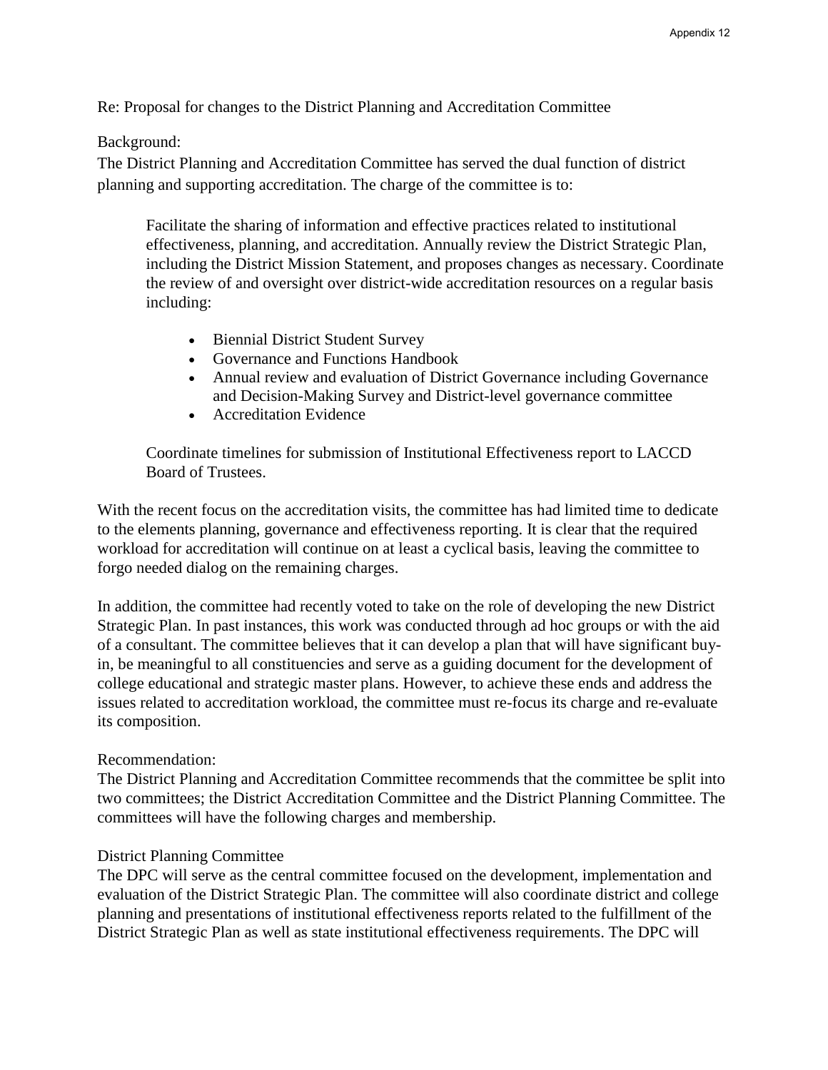Re: Proposal for changes to the District Planning and Accreditation Committee

Background:
The District Planning and Accreditation Committee has served the dual function of district planning and supporting accreditation. The charge of the committee is to:

> Facilitate the sharing of information and effective practices related to institutional effectiveness, planning, and accreditation. Annually review the District Strategic Plan, including the District Mission Statement, and proposes changes as necessary. Coordinate the review of and oversight over district-wide accreditation resources on a regular basis including:
>
> - Biennial District Student Survey
> - Governance and Functions Handbook
> - Annual review and evaluation of District Governance including Governance and Decision-Making Survey and District-level governance committee
> - Accreditation Evidence
>
> Coordinate timelines for submission of Institutional Effectiveness report to LACCD Board of Trustees.

With the recent focus on the accreditation visits, the committee has had limited time to dedicate to the elements planning, governance and effectiveness reporting. It is clear that the required workload for accreditation will continue on at least a cyclical basis, leaving the committee to forgo needed dialog on the remaining charges.

In addition, the committee had recently voted to take on the role of developing the new District Strategic Plan. In past instances, this work was conducted through ad hoc groups or with the aid of a consultant. The committee believes that it can develop a plan that will have significant buy-in, be meaningful to all constituencies and serve as a guiding document for the development of college educational and strategic master plans. However, to achieve these ends and address the issues related to accreditation workload, the committee must re-focus its charge and re-evaluate its composition.

Recommendation:
The District Planning and Accreditation Committee recommends that the committee be split into two committees; the District Accreditation Committee and the District Planning Committee. The committees will have the following charges and membership.

District Planning Committee
The DPC will serve as the central committee focused on the development, implementation and evaluation of the District Strategic Plan. The committee will also coordinate district and college planning and presentations of institutional effectiveness reports related to the fulfillment of the District Strategic Plan as well as state institutional effectiveness requirements. The DPC will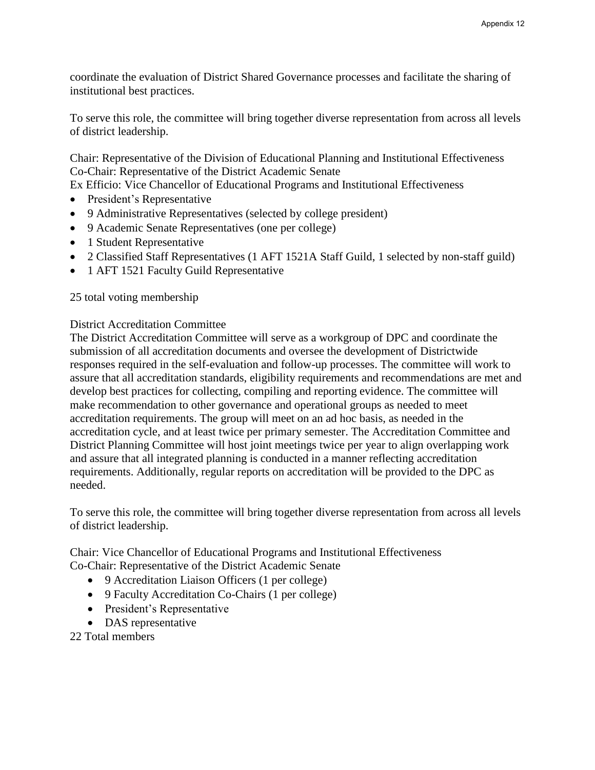coordinate the evaluation of District Shared Governance processes and facilitate the sharing of institutional best practices.

To serve this role, the committee will bring together diverse representation from across all levels of district leadership.

Chair: Representative of the Division of Educational Planning and Institutional Effectiveness
Co-Chair: Representative of the District Academic Senate
Ex Efficio: Vice Chancellor of Educational Programs and Institutional Effectiveness

- President's Representative
- 9 Administrative Representatives (selected by college president)
- 9 Academic Senate Representatives (one per college)
- 1 Student Representative
- 2 Classified Staff Representatives (1 AFT 1521A Staff Guild, 1 selected by non-staff guild)
- 1 AFT 1521 Faculty Guild Representative

25 total voting membership

District Accreditation Committee
The District Accreditation Committee will serve as a workgroup of DPC and coordinate the submission of all accreditation documents and oversee the development of Districtwide responses required in the self-evaluation and follow-up processes. The committee will work to assure that all accreditation standards, eligibility requirements and recommendations are met and develop best practices for collecting, compiling and reporting evidence. The committee will make recommendation to other governance and operational groups as needed to meet accreditation requirements. The group will meet on an ad hoc basis, as needed in the accreditation cycle, and at least twice per primary semester. The Accreditation Committee and District Planning Committee will host joint meetings twice per year to align overlapping work and assure that all integrated planning is conducted in a manner reflecting accreditation requirements. Additionally, regular reports on accreditation will be provided to the DPC as needed.

To serve this role, the committee will bring together diverse representation from across all levels of district leadership.

Chair: Vice Chancellor of Educational Programs and Institutional Effectiveness
Co-Chair: Representative of the District Academic Senate

- 9 Accreditation Liaison Officers (1 per college)
- 9 Faculty Accreditation Co-Chairs (1 per college)
- President's Representative
- DAS representative

22 Total members